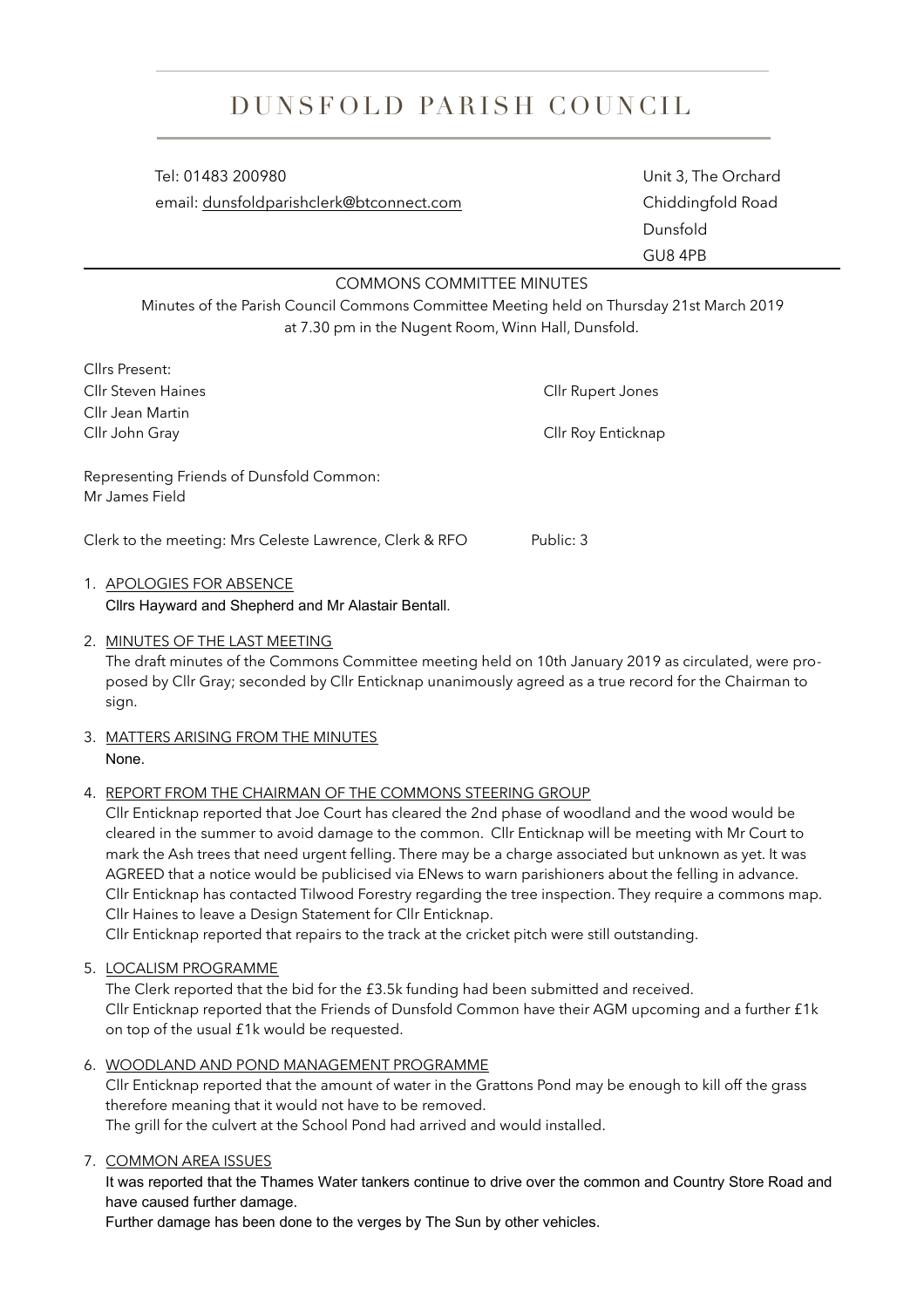# DUNSFOLD PARISH COUNCIL

Tel: 01483 200980
email: dunsfoldparishclerk@btconnect.com

Unit 3, The Orchard
Chiddingfold Road
Dunsfold
GU8 4PB

## COMMONS COMMITTEE MINUTES

Minutes of the Parish Council Commons Committee Meeting held on Thursday 21st March 2019 at 7.30 pm in the Nugent Room, Winn Hall, Dunsfold.

Cllrs Present:
Cllr Steven Haines
Cllr Rupert Jones
Cllr Jean Martin
Cllr John Gray
Cllr Roy Enticknap

Representing Friends of Dunsfold Common:
Mr James Field

Clerk to the meeting: Mrs Celeste Lawrence, Clerk & RFO

Public: 3

1. APOLOGIES FOR ABSENCE
   Cllrs Hayward and Shepherd and Mr Alastair Bentall.

2. MINUTES OF THE LAST MEETING
   The draft minutes of the Commons Committee meeting held on 10th January 2019 as circulated, were proposed by Cllr Gray; seconded by Cllr Enticknap unanimously agreed as a true record for the Chairman to sign.

3. MATTERS ARISING FROM THE MINUTES
   None.

4. REPORT FROM THE CHAIRMAN OF THE COMMONS STEERING GROUP
   Cllr Enticknap reported that Joe Court has cleared the 2nd phase of woodland and the wood would be cleared in the summer to avoid damage to the common. Cllr Enticknap will be meeting with Mr Court to mark the Ash trees that need urgent felling. There may be a charge associated but unknown as yet. It was AGREED that a notice would be publicised via ENews to warn parishioners about the felling in advance. Cllr Enticknap has contacted Tilwood Forestry regarding the tree inspection. They require a commons map. Cllr Haines to leave a Design Statement for Cllr Enticknap.
   Cllr Enticknap reported that repairs to the track at the cricket pitch were still outstanding.

5. LOCALISM PROGRAMME
   The Clerk reported that the bid for the £3.5k funding had been submitted and received.
   Cllr Enticknap reported that the Friends of Dunsfold Common have their AGM upcoming and a further £1k on top of the usual £1k would be requested.

6. WOODLAND AND POND MANAGEMENT PROGRAMME
   Cllr Enticknap reported that the amount of water in the Grattons Pond may be enough to kill off the grass therefore meaning that it would not have to be removed.
   The grill for the culvert at the School Pond had arrived and would installed.

7. COMMON AREA ISSUES
   It was reported that the Thames Water tankers continue to drive over the common and Country Store Road and have caused further damage.
   Further damage has been done to the verges by The Sun by other vehicles.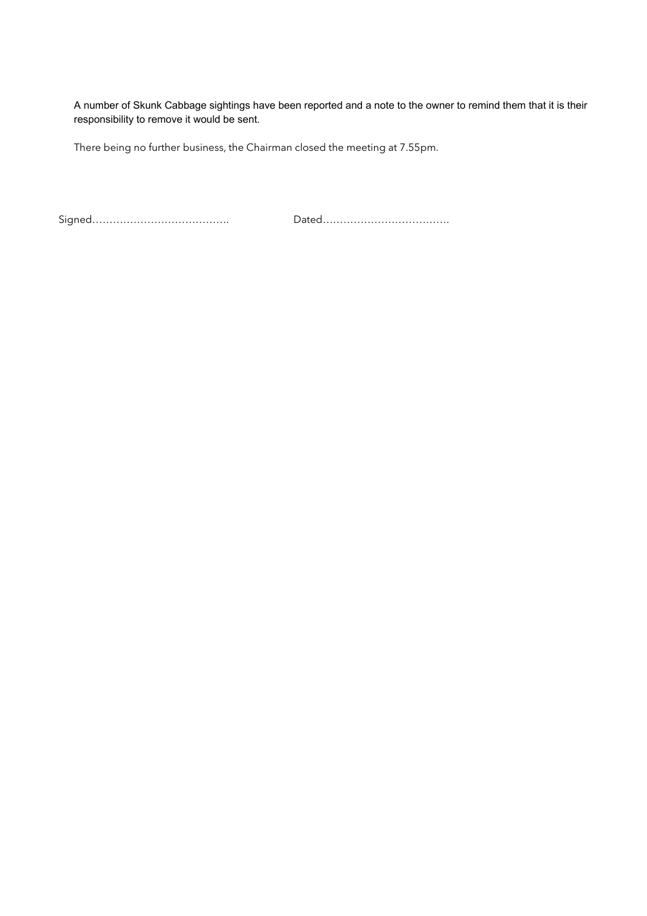A number of Skunk Cabbage sightings have been reported and a note to the owner to remind them that it is their responsibility to remove it would be sent.

There being no further business, the Chairman closed the meeting at 7.55pm.

Signed…………………………………. Dated……………………………….